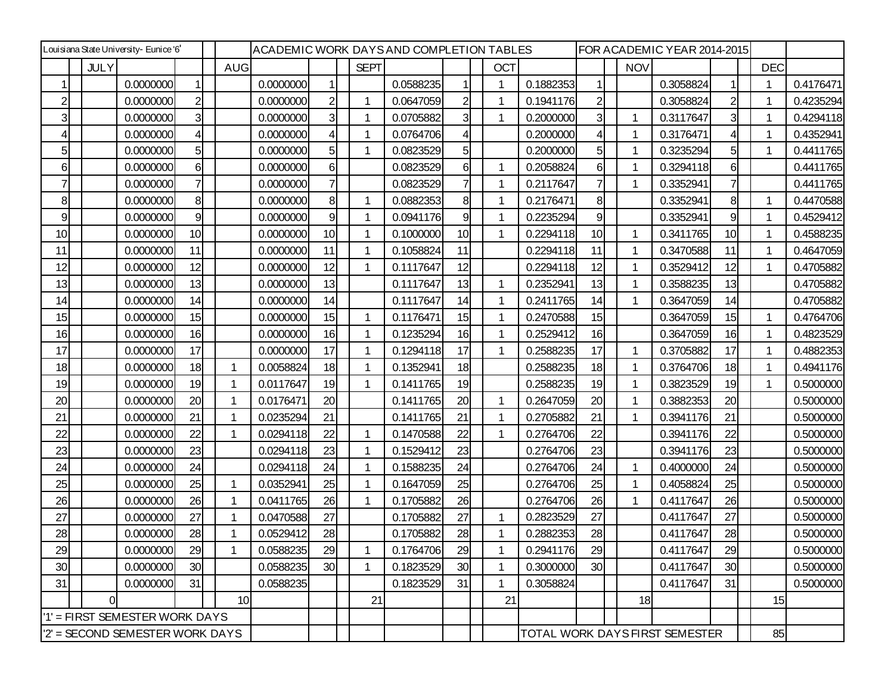| Louisiana State University- Eunice '6' | | | | | | | ACADEMIC WORK DAYS AND COMPLETION TABLES | | | | | | | | | FOR ACADEMIC YEAR 2014-2015 | | | | | | | |
|---|---|---|---|---|---|---|---|---|---|---|---|---|---|---|---|---|---|---|---|---|---|---|---|
| | | JULY | | | | AUG | | | | SEPT | | | | OCT | | | | NOV | | | | DEC | |
| 1 | | | 0.0000000 | 1 | | | 0.0000000 | 1 | | | 0.0588235 | 1 | | 1 | 0.1882353 | 1 | | | 0.3058824 | 1 | | 1 | 0.4176471 |
| 2 | | | 0.0000000 | 2 | | | 0.0000000 | 2 | | 1 | 0.0647059 | 2 | | 1 | 0.1941176 | 2 | | | 0.3058824 | 2 | | 1 | 0.4235294 |
| 3 | | | 0.0000000 | 3 | | | 0.0000000 | 3 | | 1 | 0.0705882 | 3 | | 1 | 0.2000000 | 3 | | 1 | 0.3117647 | 3 | | 1 | 0.4294118 |
| 4 | | | 0.0000000 | 4 | | | 0.0000000 | 4 | | 1 | 0.0764706 | 4 | | | 0.2000000 | 4 | | 1 | 0.3176471 | 4 | | 1 | 0.4352941 |
| 5 | | | 0.0000000 | 5 | | | 0.0000000 | 5 | | 1 | 0.0823529 | 5 | | | 0.2000000 | 5 | | 1 | 0.3235294 | 5 | | 1 | 0.4411765 |
| 6 | | | 0.0000000 | 6 | | | 0.0000000 | 6 | | | 0.0823529 | 6 | | 1 | 0.2058824 | 6 | | 1 | 0.3294118 | 6 | | | 0.4411765 |
| 7 | | | 0.0000000 | 7 | | | 0.0000000 | 7 | | | 0.0823529 | 7 | | 1 | 0.2117647 | 7 | | 1 | 0.3352941 | 7 | | | 0.4411765 |
| 8 | | | 0.0000000 | 8 | | | 0.0000000 | 8 | | 1 | 0.0882353 | 8 | | 1 | 0.2176471 | 8 | | | 0.3352941 | 8 | | 1 | 0.4470588 |
| 9 | | | 0.0000000 | 9 | | | 0.0000000 | 9 | | 1 | 0.0941176 | 9 | | 1 | 0.2235294 | 9 | | | 0.3352941 | 9 | | 1 | 0.4529412 |
| 10 | | | 0.0000000 | 10 | | | 0.0000000 | 10 | | 1 | 0.1000000 | 10 | | 1 | 0.2294118 | 10 | | 1 | 0.3411765 | 10 | | 1 | 0.4588235 |
| 11 | | | 0.0000000 | 11 | | | 0.0000000 | 11 | | 1 | 0.1058824 | 11 | | | 0.2294118 | 11 | | 1 | 0.3470588 | 11 | | 1 | 0.4647059 |
| 12 | | | 0.0000000 | 12 | | | 0.0000000 | 12 | | 1 | 0.1117647 | 12 | | | 0.2294118 | 12 | | 1 | 0.3529412 | 12 | | 1 | 0.4705882 |
| 13 | | | 0.0000000 | 13 | | | 0.0000000 | 13 | | | 0.1117647 | 13 | | 1 | 0.2352941 | 13 | | 1 | 0.3588235 | 13 | | | 0.4705882 |
| 14 | | | 0.0000000 | 14 | | | 0.0000000 | 14 | | | 0.1117647 | 14 | | 1 | 0.2411765 | 14 | | 1 | 0.3647059 | 14 | | | 0.4705882 |
| 15 | | | 0.0000000 | 15 | | | 0.0000000 | 15 | | 1 | 0.1176471 | 15 | | 1 | 0.2470588 | 15 | | | 0.3647059 | 15 | | 1 | 0.4764706 |
| 16 | | | 0.0000000 | 16 | | | 0.0000000 | 16 | | 1 | 0.1235294 | 16 | | 1 | 0.2529412 | 16 | | | 0.3647059 | 16 | | 1 | 0.4823529 |
| 17 | | | 0.0000000 | 17 | | | 0.0000000 | 17 | | 1 | 0.1294118 | 17 | | 1 | 0.2588235 | 17 | | 1 | 0.3705882 | 17 | | 1 | 0.4882353 |
| 18 | | | 0.0000000 | 18 | | 1 | 0.0058824 | 18 | | 1 | 0.1352941 | 18 | | | 0.2588235 | 18 | | 1 | 0.3764706 | 18 | | 1 | 0.4941176 |
| 19 | | | 0.0000000 | 19 | | 1 | 0.0117647 | 19 | | 1 | 0.1411765 | 19 | | | 0.2588235 | 19 | | 1 | 0.3823529 | 19 | | 1 | 0.5000000 |
| 20 | | | 0.0000000 | 20 | | 1 | 0.0176471 | 20 | | | 0.1411765 | 20 | | 1 | 0.2647059 | 20 | | 1 | 0.3882353 | 20 | | | 0.5000000 |
| 21 | | | 0.0000000 | 21 | | 1 | 0.0235294 | 21 | | | 0.1411765 | 21 | | 1 | 0.2705882 | 21 | | 1 | 0.3941176 | 21 | | | 0.5000000 |
| 22 | | | 0.0000000 | 22 | | 1 | 0.0294118 | 22 | | 1 | 0.1470588 | 22 | | 1 | 0.2764706 | 22 | | | 0.3941176 | 22 | | | 0.5000000 |
| 23 | | | 0.0000000 | 23 | | | 0.0294118 | 23 | | 1 | 0.1529412 | 23 | | | 0.2764706 | 23 | | | 0.3941176 | 23 | | | 0.5000000 |
| 24 | | | 0.0000000 | 24 | | | 0.0294118 | 24 | | 1 | 0.1588235 | 24 | | | 0.2764706 | 24 | | 1 | 0.4000000 | 24 | | | 0.5000000 |
| 25 | | | 0.0000000 | 25 | | 1 | 0.0352941 | 25 | | 1 | 0.1647059 | 25 | | | 0.2764706 | 25 | | 1 | 0.4058824 | 25 | | | 0.5000000 |
| 26 | | | 0.0000000 | 26 | | 1 | 0.0411765 | 26 | | 1 | 0.1705882 | 26 | | | 0.2764706 | 26 | | 1 | 0.4117647 | 26 | | | 0.5000000 |
| 27 | | | 0.0000000 | 27 | | 1 | 0.0470588 | 27 | | | 0.1705882 | 27 | | 1 | 0.2823529 | 27 | | | 0.4117647 | 27 | | | 0.5000000 |
| 28 | | | 0.0000000 | 28 | | 1 | 0.0529412 | 28 | | | 0.1705882 | 28 | | 1 | 0.2882353 | 28 | | | 0.4117647 | 28 | | | 0.5000000 |
| 29 | | | 0.0000000 | 29 | | 1 | 0.0588235 | 29 | | 1 | 0.1764706 | 29 | | 1 | 0.2941176 | 29 | | | 0.4117647 | 29 | | | 0.5000000 |
| 30 | | | 0.0000000 | 30 | | | 0.0588235 | 30 | | 1 | 0.1823529 | 30 | | 1 | 0.3000000 | 30 | | | 0.4117647 | 30 | | | 0.5000000 |
| 31 | | | 0.0000000 | 31 | | | 0.0588235 | | | | 0.1823529 | 31 | | 1 | 0.3058824 | | | | 0.4117647 | 31 | | | 0.5000000 |
| | | 0 | | | | 10 | | | | 21 | | | | 21 | | | | 18 | | | | 15 | |
| '1' = FIRST SEMESTER WORK DAYS | | | | | | | | | | | | | | | | | | | | | | | |
| '2' = SECOND SEMESTER WORK DAYS | | | | | | | | | | | | | | | TOTAL WORK DAYS FIRST SEMESTER | | | | | | | 85 | |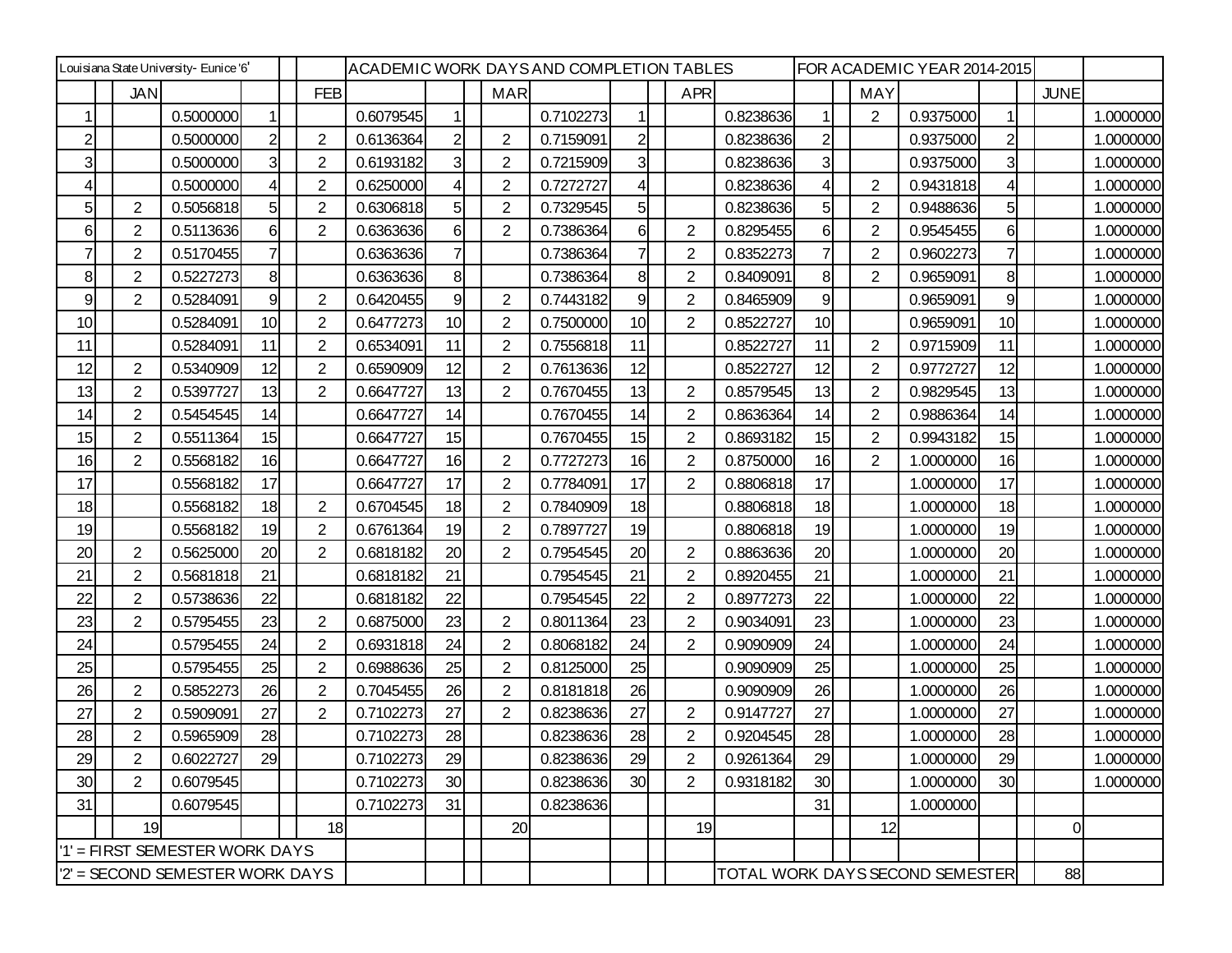| Louisiana State University- Eunice '6' | | | | | | | ACADEMIC WORK DAYS AND COMPLETION TABLES | | | | | | | | | FOR ACADEMIC YEAR 2014-2015 | | | | | | | |
|---|---|---|---|---|---|---|---|---|---|---|---|---|---|---|---|---|---|---|---|---|---|---|---|
| | | JAN | | | | FEB | | | | MAR | | | | APR | | | | MAY | | | | JUNE | |
| 1 | | | 0.5000000 | 1 | | | 0.6079545 | 1 | | | 0.7102273 | 1 | | | 0.8238636 | 1 | | 2 | 0.9375000 | 1 | | | 1.0000000 |
| 2 | | | 0.5000000 | 2 | | 2 | 0.6136364 | 2 | | 2 | 0.7159091 | 2 | | | 0.8238636 | 2 | | | 0.9375000 | 2 | | | 1.0000000 |
| 3 | | | 0.5000000 | 3 | | 2 | 0.6193182 | 3 | | 2 | 0.7215909 | 3 | | | 0.8238636 | 3 | | | 0.9375000 | 3 | | | 1.0000000 |
| 4 | | | 0.5000000 | 4 | | 2 | 0.6250000 | 4 | | 2 | 0.7272727 | 4 | | | 0.8238636 | 4 | | 2 | 0.9431818 | 4 | | | 1.0000000 |
| 5 | | 2 | 0.5056818 | 5 | | 2 | 0.6306818 | 5 | | 2 | 0.7329545 | 5 | | | 0.8238636 | 5 | | 2 | 0.9488636 | 5 | | | 1.0000000 |
| 6 | | 2 | 0.5113636 | 6 | | 2 | 0.6363636 | 6 | | 2 | 0.7386364 | 6 | | 2 | 0.8295455 | 6 | | 2 | 0.9545455 | 6 | | | 1.0000000 |
| 7 | | 2 | 0.5170455 | 7 | | | 0.6363636 | 7 | | | 0.7386364 | 7 | | 2 | 0.8352273 | 7 | | 2 | 0.9602273 | 7 | | | 1.0000000 |
| 8 | | 2 | 0.5227273 | 8 | | | 0.6363636 | 8 | | | 0.7386364 | 8 | | 2 | 0.8409091 | 8 | | 2 | 0.9659091 | 8 | | | 1.0000000 |
| 9 | | 2 | 0.5284091 | 9 | | 2 | 0.6420455 | 9 | | 2 | 0.7443182 | 9 | | 2 | 0.8465909 | 9 | | | 0.9659091 | 9 | | | 1.0000000 |
| 10 | | | 0.5284091 | 10 | | 2 | 0.6477273 | 10 | | 2 | 0.7500000 | 10 | | 2 | 0.8522727 | 10 | | | 0.9659091 | 10 | | | 1.0000000 |
| 11 | | | 0.5284091 | 11 | | 2 | 0.6534091 | 11 | | 2 | 0.7556818 | 11 | | | 0.8522727 | 11 | | 2 | 0.9715909 | 11 | | | 1.0000000 |
| 12 | | 2 | 0.5340909 | 12 | | 2 | 0.6590909 | 12 | | 2 | 0.7613636 | 12 | | | 0.8522727 | 12 | | 2 | 0.9772727 | 12 | | | 1.0000000 |
| 13 | | 2 | 0.5397727 | 13 | | 2 | 0.6647727 | 13 | | 2 | 0.7670455 | 13 | | 2 | 0.8579545 | 13 | | 2 | 0.9829545 | 13 | | | 1.0000000 |
| 14 | | 2 | 0.5454545 | 14 | | | 0.6647727 | 14 | | | 0.7670455 | 14 | | 2 | 0.8636364 | 14 | | 2 | 0.9886364 | 14 | | | 1.0000000 |
| 15 | | 2 | 0.5511364 | 15 | | | 0.6647727 | 15 | | | 0.7670455 | 15 | | 2 | 0.8693182 | 15 | | 2 | 0.9943182 | 15 | | | 1.0000000 |
| 16 | | 2 | 0.5568182 | 16 | | | 0.6647727 | 16 | | 2 | 0.7727273 | 16 | | 2 | 0.8750000 | 16 | | 2 | 1.0000000 | 16 | | | 1.0000000 |
| 17 | | | 0.5568182 | 17 | | | 0.6647727 | 17 | | 2 | 0.7784091 | 17 | | 2 | 0.8806818 | 17 | | | 1.0000000 | 17 | | | 1.0000000 |
| 18 | | | 0.5568182 | 18 | | 2 | 0.6704545 | 18 | | 2 | 0.7840909 | 18 | | | 0.8806818 | 18 | | | 1.0000000 | 18 | | | 1.0000000 |
| 19 | | | 0.5568182 | 19 | | 2 | 0.6761364 | 19 | | 2 | 0.7897727 | 19 | | | 0.8806818 | 19 | | | 1.0000000 | 19 | | | 1.0000000 |
| 20 | | 2 | 0.5625000 | 20 | | 2 | 0.6818182 | 20 | | 2 | 0.7954545 | 20 | | 2 | 0.8863636 | 20 | | | 1.0000000 | 20 | | | 1.0000000 |
| 21 | | 2 | 0.5681818 | 21 | | | 0.6818182 | 21 | | | 0.7954545 | 21 | | 2 | 0.8920455 | 21 | | | 1.0000000 | 21 | | | 1.0000000 |
| 22 | | 2 | 0.5738636 | 22 | | | 0.6818182 | 22 | | | 0.7954545 | 22 | | 2 | 0.8977273 | 22 | | | 1.0000000 | 22 | | | 1.0000000 |
| 23 | | 2 | 0.5795455 | 23 | | 2 | 0.6875000 | 23 | | 2 | 0.8011364 | 23 | | 2 | 0.9034091 | 23 | | | 1.0000000 | 23 | | | 1.0000000 |
| 24 | | | 0.5795455 | 24 | | 2 | 0.6931818 | 24 | | 2 | 0.8068182 | 24 | | 2 | 0.9090909 | 24 | | | 1.0000000 | 24 | | | 1.0000000 |
| 25 | | | 0.5795455 | 25 | | 2 | 0.6988636 | 25 | | 2 | 0.8125000 | 25 | | | 0.9090909 | 25 | | | 1.0000000 | 25 | | | 1.0000000 |
| 26 | | 2 | 0.5852273 | 26 | | 2 | 0.7045455 | 26 | | 2 | 0.8181818 | 26 | | | 0.9090909 | 26 | | | 1.0000000 | 26 | | | 1.0000000 |
| 27 | | 2 | 0.5909091 | 27 | | 2 | 0.7102273 | 27 | | 2 | 0.8238636 | 27 | | 2 | 0.9147727 | 27 | | | 1.0000000 | 27 | | | 1.0000000 |
| 28 | | 2 | 0.5965909 | 28 | | | 0.7102273 | 28 | | | 0.8238636 | 28 | | 2 | 0.9204545 | 28 | | | 1.0000000 | 28 | | | 1.0000000 |
| 29 | | 2 | 0.6022727 | 29 | | | 0.7102273 | 29 | | | 0.8238636 | 29 | | 2 | 0.9261364 | 29 | | | 1.0000000 | 29 | | | 1.0000000 |
| 30 | | 2 | 0.6079545 | | | | 0.7102273 | 30 | | | 0.8238636 | 30 | | 2 | 0.9318182 | 30 | | | 1.0000000 | 30 | | | 1.0000000 |
| 31 | | | 0.6079545 | | | | 0.7102273 | 31 | | | 0.8238636 | | | | | 31 | | | 1.0000000 | | | | |
| | | 19 | | | | 18 | | | | 20 | | | | 19 | | | | 12 | | | | 0 | |
| '1' = FIRST SEMESTER WORK DAYS | | | | | | | | | | | | | | | | | | | | | | | |
| '2' = SECOND SEMESTER WORK DAYS | | | | | | | | | | | | | | | TOTAL WORK DAYS SECOND SEMESTER | | | | | | | 88 | |